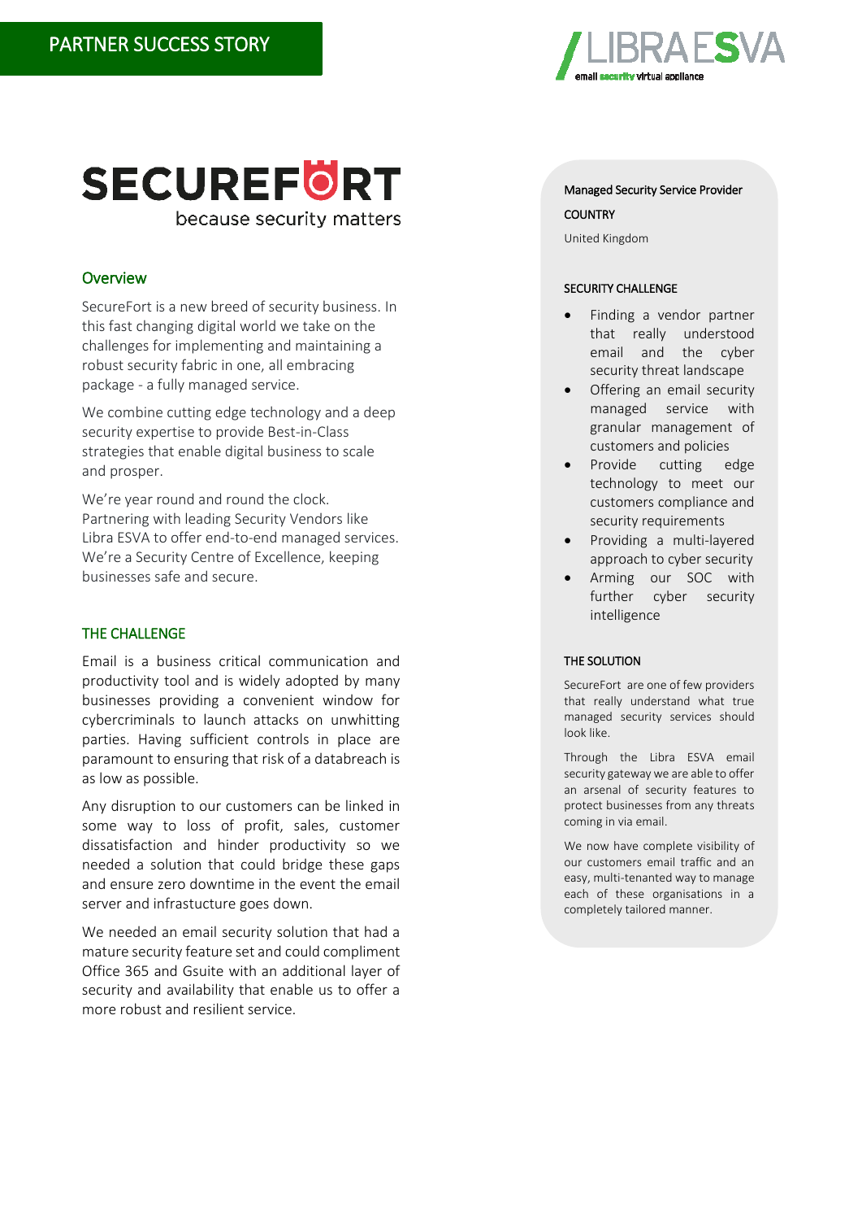PARTNER SUCCESS STORY

LIBRA ESVA
email security virtual appliance

# SECUREFORT

because security matters

## Overview

SecureFort is a new breed of security business. In this fast changing digital world we take on the challenges for implementing and maintaining a robust security fabric in one, all embracing package - a fully managed service.

We combine cutting edge technology and a deep security expertise to provide Best-in-Class strategies that enable digital business to scale and prosper.

We're year round and round the clock. Partnering with leading Security Vendors like Libra ESVA to offer end-to-end managed services. We're a Security Centre of Excellence, keeping businesses safe and secure.

## THE CHALLENGE

Email is a business critical communication and productivity tool and is widely adopted by many businesses providing a convenient window for cybercriminals to launch attacks on unwhitting parties. Having sufficient controls in place are paramount to ensuring that risk of a databreach is as low as possible.

Any disruption to our customers can be linked in some way to loss of profit, sales, customer dissatisfaction and hinder productivity so we needed a solution that could bridge these gaps and ensure zero downtime in the event the email server and infrastucture goes down.

We needed an email security solution that had a mature security feature set and could compliment Office 365 and Gsuite with an additional layer of security and availability that enable us to offer a more robust and resilient service.

Managed Security Service Provider

COUNTRY

United Kingdom

### SECURITY CHALLENGE

- Finding a vendor partner that really understood email and the cyber security threat landscape
- Offering an email security managed service with granular management of customers and policies
- Provide cutting edge technology to meet our customers compliance and security requirements
- Providing a multi-layered approach to cyber security
- Arming our SOC with further cyber security intelligence

### THE SOLUTION

SecureFort are one of few providers that really understand what true managed security services should look like.

Through the Libra ESVA email security gateway we are able to offer an arsenal of security features to protect businesses from any threats coming in via email.

We now have complete visibility of our customers email traffic and an easy, multi-tenanted way to manage each of these organisations in a completely tailored manner.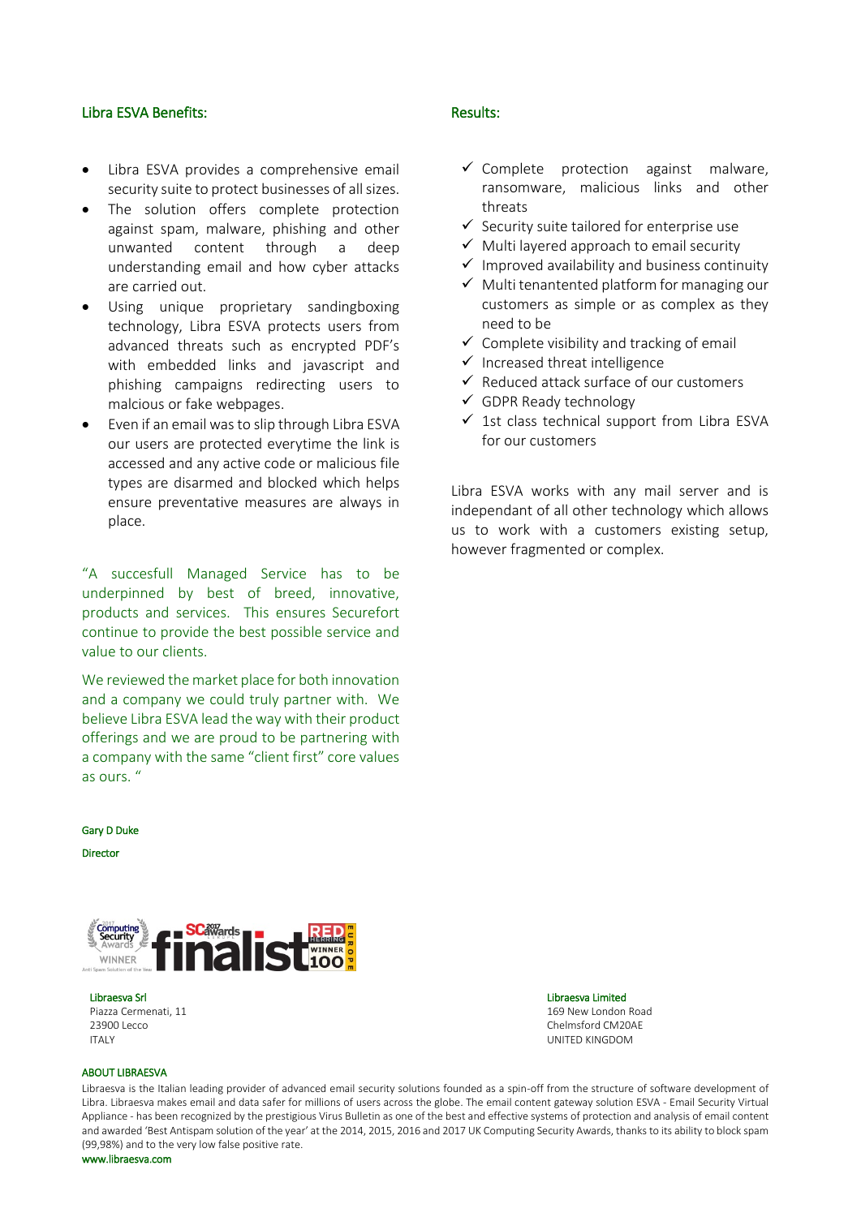### Libra ESVA Benefits:

- Libra ESVA provides a comprehensive email security suite to protect businesses of all sizes.
- The solution offers complete protection against spam, malware, phishing and other unwanted content through a deep understanding email and how cyber attacks are carried out.
- Using unique proprietary sandingboxing technology, Libra ESVA protects users from advanced threats such as encrypted PDF's with embedded links and javascript and phishing campaigns redirecting users to malcious or fake webpages.
- Even if an email was to slip through Libra ESVA our users are protected everytime the link is accessed and any active code or malicious file types are disarmed and blocked which helps ensure preventative measures are always in place.

"A succesfull Managed Service has to be underpinned by best of breed, innovative, products and services. This ensures Securefort continue to provide the best possible service and value to our clients.

We reviewed the market place for both innovation and a company we could truly partner with. We believe Libra ESVA lead the way with their product offerings and we are proud to be partnering with a company with the same "client first" core values as ours. "

Gary D Duke

Director

### Results:

- ✓ Complete protection against malware, ransomware, malicious links and other threats
- ✓ Security suite tailored for enterprise use
- ✓ Multi layered approach to email security
- ✓ Improved availability and business continuity
- ✓ Multi tenantented platform for managing our customers as simple or as complex as they need to be
- ✓ Complete visibility and tracking of email
- ✓ Increased threat intelligence
- ✓ Reduced attack surface of our customers
- ✓ GDPR Ready technology
- ✓ 1st class technical support from Libra ESVA for our customers

Libra ESVA works with any mail server and is independant of all other technology which allows us to work with a customers existing setup, however fragmented or complex.

2017 Computing Security Awards WINNER Anti Spam Solution of the Year — SC awards 2017 Europe finalist — RED HERRING WINNER 100 EUROPE

**Libraesva Srl**
Piazza Cermenati, 11
23900 Lecco
ITALY

**Libraesva Limited**
169 New London Road
Chelmsford CM20AE
UNITED KINGDOM

ABOUT LIBRAESVA

Libraesva is the Italian leading provider of advanced email security solutions founded as a spin-off from the structure of software development of Libra. Libraesva makes email and data safer for millions of users across the globe. The email content gateway solution ESVA - Email Security Virtual Appliance - has been recognized by the prestigious Virus Bulletin as one of the best and effective systems of protection and analysis of email content and awarded 'Best Antispam solution of the year' at the 2014, 2015, 2016 and 2017 UK Computing Security Awards, thanks to its ability to block spam (99,98%) and to the very low false positive rate.

www.libraesva.com